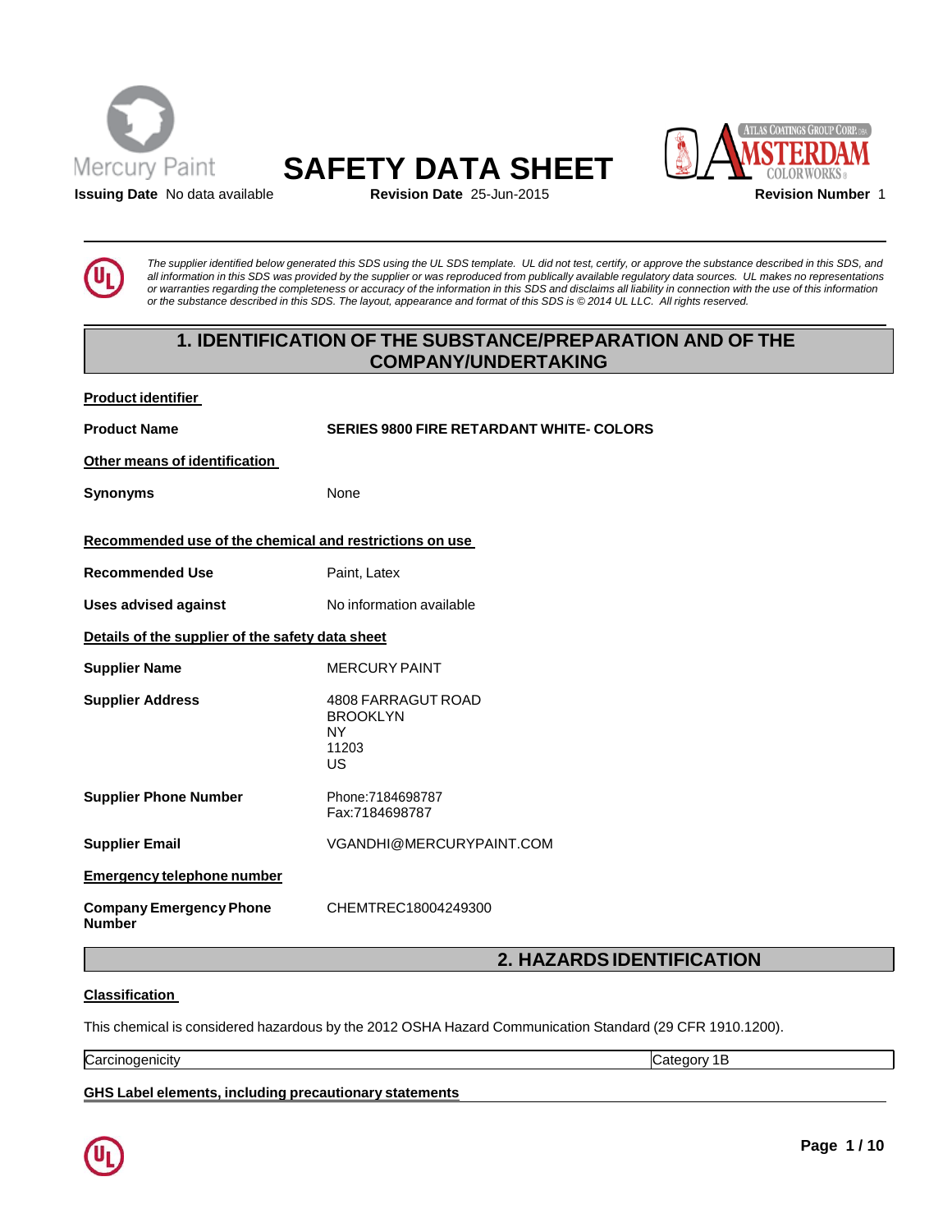Mercury Paint

# SAFETY DATA SHEET

ATLAS COATINGS GROUP CORP. DBA AMSTERDAM COLORWORKS

**Issuing Date** No data available **Revision Date** 25-Jun-2015 **Revision Number** 1

*The supplier identified below generated this SDS using the UL SDS template. UL did not test, certify, or approve the substance described in this SDS, and all information in this SDS was provided by the supplier or was reproduced from publically available regulatory data sources. UL makes no representations or warranties regarding the completeness or accuracy of the information in this SDS and disclaims all liability in connection with the use of this information or the substance described in this SDS. The layout, appearance and format of this SDS is © 2014 UL LLC. All rights reserved.*

## 1. IDENTIFICATION OF THE SUBSTANCE/PREPARATION AND OF THE COMPANY/UNDERTAKING

**Product identifier**

**Product Name** SERIES 9800 FIRE RETARDANT WHITE- COLORS

**Other means of identification**

**Synonyms** None

**Recommended use of the chemical and restrictions on use**

**Recommended Use** Paint, Latex

**Uses advised against** No information available

**Details of the supplier of the safety data sheet**

**Supplier Name** MERCURY PAINT

**Supplier Address** 4808 FARRAGUT ROAD
BROOKLYN
NY
11203
US

**Supplier Phone Number** Phone:7184698787
Fax:7184698787

**Supplier Email** VGANDHI@MERCURYPAINT.COM

**Emergency telephone number**

**Company Emergency Phone Number** CHEMTREC18004249300

## 2. HAZARDS IDENTIFICATION

**Classification**

This chemical is considered hazardous by the 2012 OSHA Hazard Communication Standard (29 CFR 1910.1200).

| Carcinogenicity | Category 1B |
|---|---|

**GHS Label elements, including precautionary statements**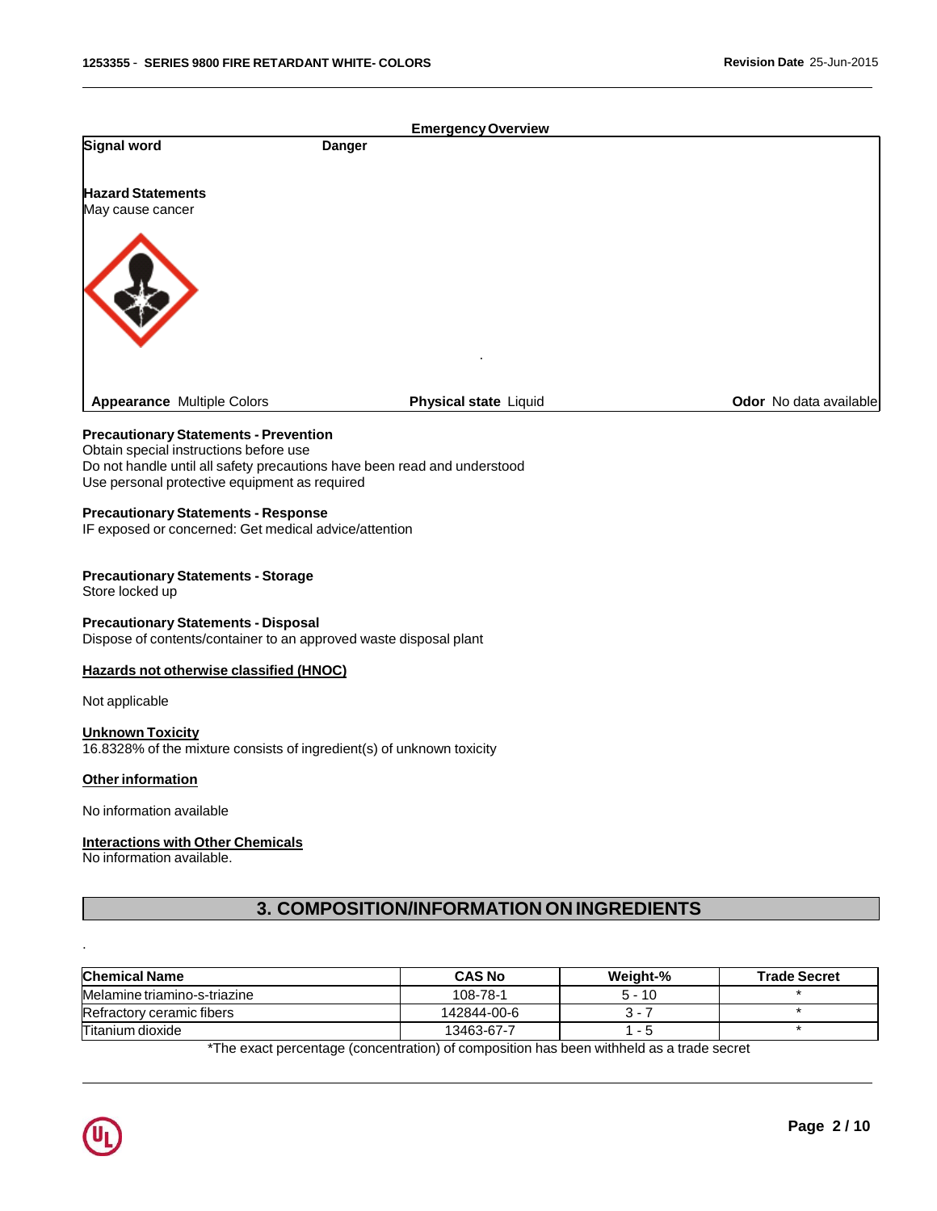**Emergency Overview**

| | |
|---|---|
| **Signal word** | **Danger** |

**Hazard Statements**
May cause cancer

**Appearance** Multiple Colors | **Physical state** Liquid | **Odor** No data available

**Precautionary Statements - Prevention**
Obtain special instructions before use
Do not handle until all safety precautions have been read and understood
Use personal protective equipment as required

**Precautionary Statements - Response**
IF exposed or concerned: Get medical advice/attention

**Precautionary Statements - Storage**
Store locked up

**Precautionary Statements - Disposal**
Dispose of contents/container to an approved waste disposal plant

**Hazards not otherwise classified (HNOC)**

Not applicable

**Unknown Toxicity**
16.8328% of the mixture consists of ingredient(s) of unknown toxicity

**Other information**

No information available

**Interactions with Other Chemicals**
No information available.

## 3. COMPOSITION/INFORMATION ON INGREDIENTS

| Chemical Name | CAS No | Weight-% | Trade Secret |
|---|---|---|---|
| Melamine triamino-s-triazine | 108-78-1 | 5 - 10 | * |
| Refractory ceramic fibers | 142844-00-6 | 3 - 7 | * |
| Titanium dioxide | 13463-67-7 | 1 - 5 | * |

*The exact percentage (concentration) of composition has been withheld as a trade secret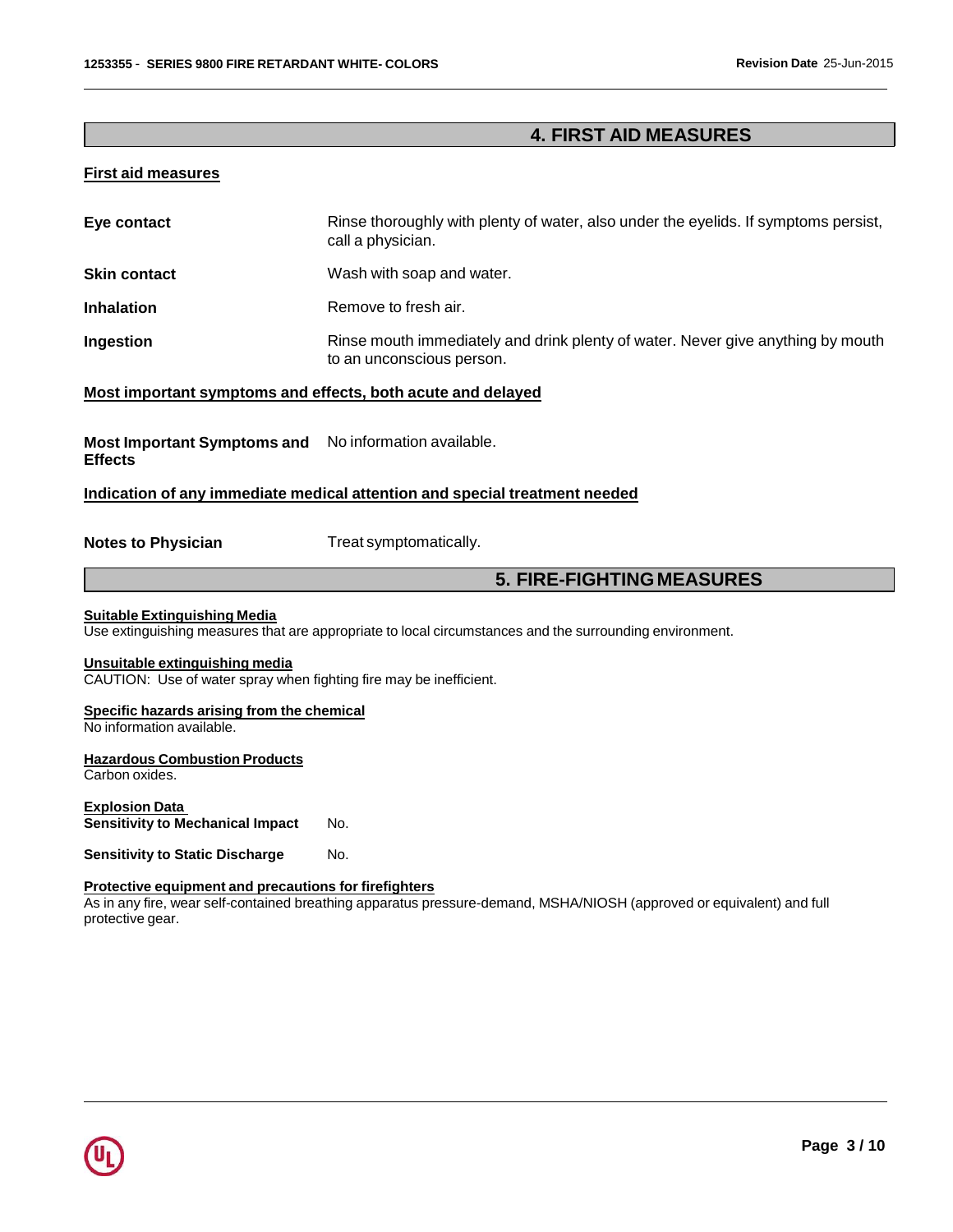## 4. FIRST AID MEASURES

### First aid measures

| | |
|---|---|
| **Eye contact** | Rinse thoroughly with plenty of water, also under the eyelids. If symptoms persist, call a physician. |
| **Skin contact** | Wash with soap and water. |
| **Inhalation** | Remove to fresh air. |
| **Ingestion** | Rinse mouth immediately and drink plenty of water. Never give anything by mouth to an unconscious person. |

### Most important symptoms and effects, both acute and delayed

**Most Important Symptoms and Effects** No information available.

### Indication of any immediate medical attention and special treatment needed

**Notes to Physician** Treat symptomatically.

## 5. FIRE-FIGHTING MEASURES

### Suitable Extinguishing Media
Use extinguishing measures that are appropriate to local circumstances and the surrounding environment.

### Unsuitable extinguishing media
CAUTION: Use of water spray when fighting fire may be inefficient.

### Specific hazards arising from the chemical
No information available.

### Hazardous Combustion Products
Carbon oxides.

### Explosion Data
**Sensitivity to Mechanical Impact** No.

**Sensitivity to Static Discharge** No.

### Protective equipment and precautions for firefighters
As in any fire, wear self-contained breathing apparatus pressure-demand, MSHA/NIOSH (approved or equivalent) and full protective gear.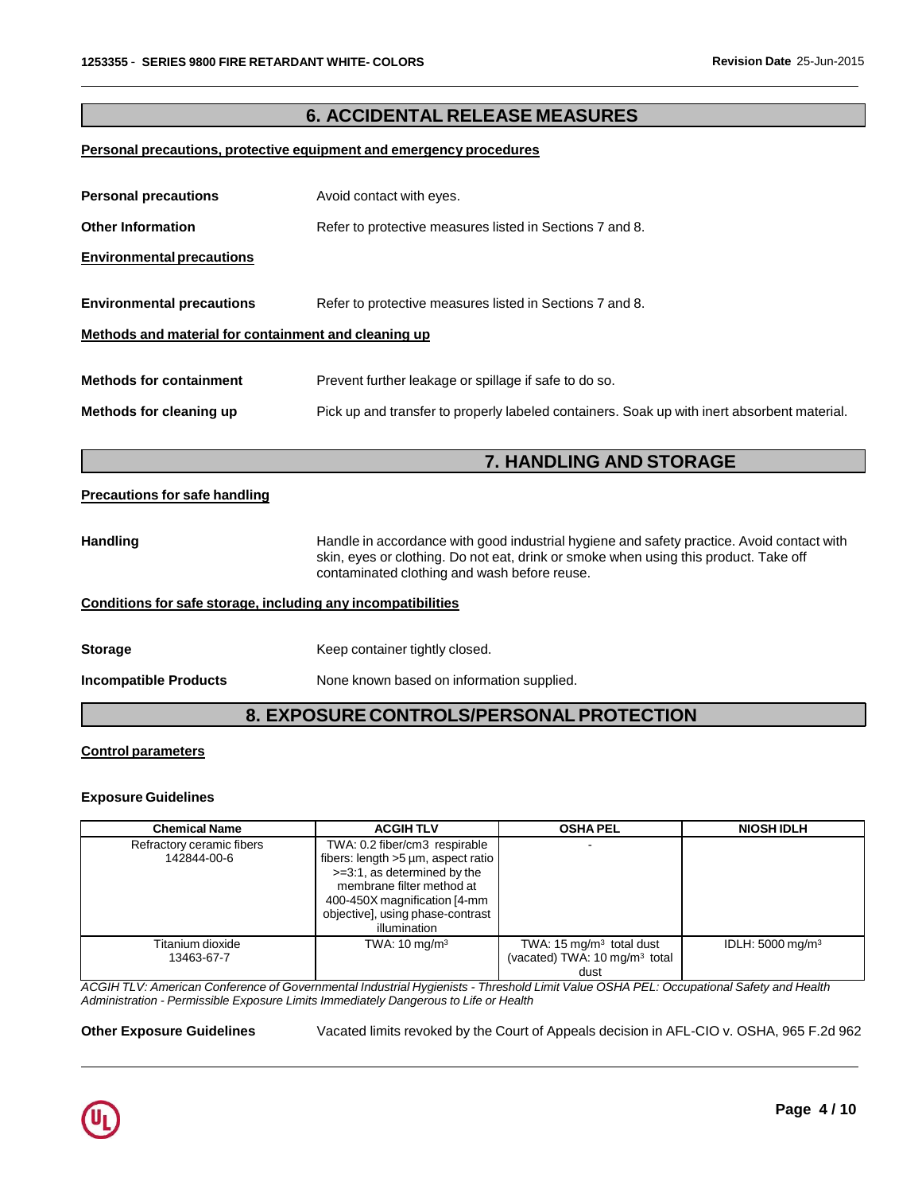## 6. ACCIDENTAL RELEASE MEASURES

**Personal precautions, protective equipment and emergency procedures**

**Personal precautions** Avoid contact with eyes.

**Other Information** Refer to protective measures listed in Sections 7 and 8.

**Environmental precautions**

**Environmental precautions** Refer to protective measures listed in Sections 7 and 8.

**Methods and material for containment and cleaning up**

**Methods for containment** Prevent further leakage or spillage if safe to do so.

**Methods for cleaning up** Pick up and transfer to properly labeled containers. Soak up with inert absorbent material.

## 7. HANDLING AND STORAGE

**Precautions for safe handling**

**Handling** Handle in accordance with good industrial hygiene and safety practice. Avoid contact with skin, eyes or clothing. Do not eat, drink or smoke when using this product. Take off contaminated clothing and wash before reuse.

**Conditions for safe storage, including any incompatibilities**

**Storage** Keep container tightly closed.

**Incompatible Products** None known based on information supplied.

## 8. EXPOSURE CONTROLS/PERSONAL PROTECTION

**Control parameters**

**Exposure Guidelines**

| Chemical Name | ACGIH TLV | OSHA PEL | NIOSH IDLH |
|---|---|---|---|
| Refractory ceramic fibers 142844-00-6 | TWA: 0.2 fiber/cm3 respirable fibers: length >5 µm, aspect ratio >=3:1, as determined by the membrane filter method at 400-450X magnification [4-mm objective], using phase-contrast illumination | - | |
| Titanium dioxide 13463-67-7 | TWA: 10 mg/m³ | TWA: 15 mg/m³ total dust (vacated) TWA: 10 mg/m³ total dust | IDLH: 5000 mg/m³ |

*ACGIH TLV: American Conference of Governmental Industrial Hygienists - Threshold Limit Value OSHA PEL: Occupational Safety and Health Administration - Permissible Exposure Limits Immediately Dangerous to Life or Health*

**Other Exposure Guidelines** Vacated limits revoked by the Court of Appeals decision in AFL-CIO v. OSHA, 965 F.2d 962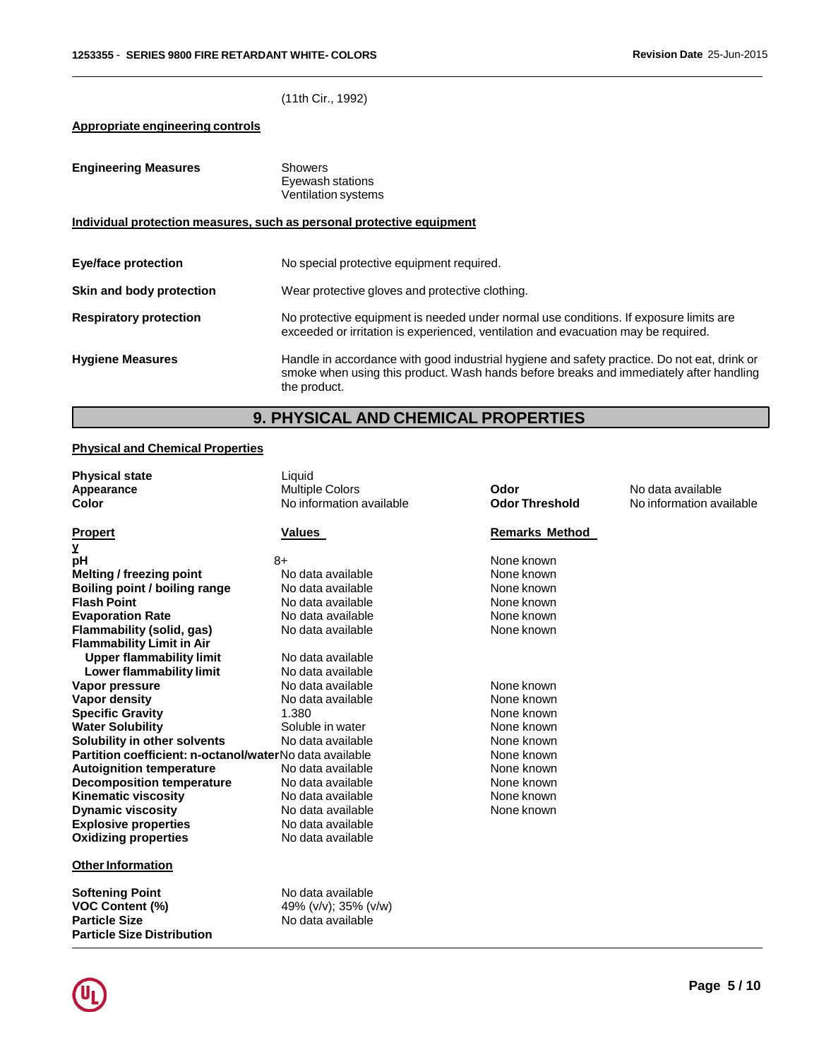(11th Cir., 1992)

**Appropriate engineering controls**

**Engineering Measures**
Showers
Eyewash stations
Ventilation systems

**Individual protection measures, such as personal protective equipment**

| | |
|---|---|
| **Eye/face protection** | No special protective equipment required. |
| **Skin and body protection** | Wear protective gloves and protective clothing. |
| **Respiratory protection** | No protective equipment is needed under normal use conditions. If exposure limits are exceeded or irritation is experienced, ventilation and evacuation may be required. |
| **Hygiene Measures** | Handle in accordance with good industrial hygiene and safety practice. Do not eat, drink or smoke when using this product. Wash hands before breaks and immediately after handling the product. |

## 9. PHYSICAL AND CHEMICAL PROPERTIES

**Physical and Chemical Properties**

| | | | |
|---|---|---|---|
| **Physical state** | Liquid | | |
| **Appearance** | Multiple Colors | **Odor** | No data available |
| **Color** | No information available | **Odor Threshold** | No information available |

| **Property** | **Values** | **Remarks Method** |
|---|---|---|
| **pH** | 8+ | None known |
| **Melting / freezing point** | No data available | None known |
| **Boiling point / boiling range** | No data available | None known |
| **Flash Point** | No data available | None known |
| **Evaporation Rate** | No data available | None known |
| **Flammability (solid, gas)** | No data available | None known |
| **Flammability Limit in Air** | | |
| **Upper flammability limit** | No data available | |
| **Lower flammability limit** | No data available | |
| **Vapor pressure** | No data available | None known |
| **Vapor density** | No data available | None known |
| **Specific Gravity** | 1.380 | None known |
| **Water Solubility** | Soluble in water | None known |
| **Solubility in other solvents** | No data available | None known |
| **Partition coefficient: n-octanol/water** | No data available | None known |
| **Autoignition temperature** | No data available | None known |
| **Decomposition temperature** | No data available | None known |
| **Kinematic viscosity** | No data available | None known |
| **Dynamic viscosity** | No data available | None known |
| **Explosive properties** | No data available | |
| **Oxidizing properties** | No data available | |

**Other Information**

| | |
|---|---|
| **Softening Point** | No data available |
| **VOC Content (%)** | 49% (v/v); 35% (v/w) |
| **Particle Size** | No data available |
| **Particle Size Distribution** | |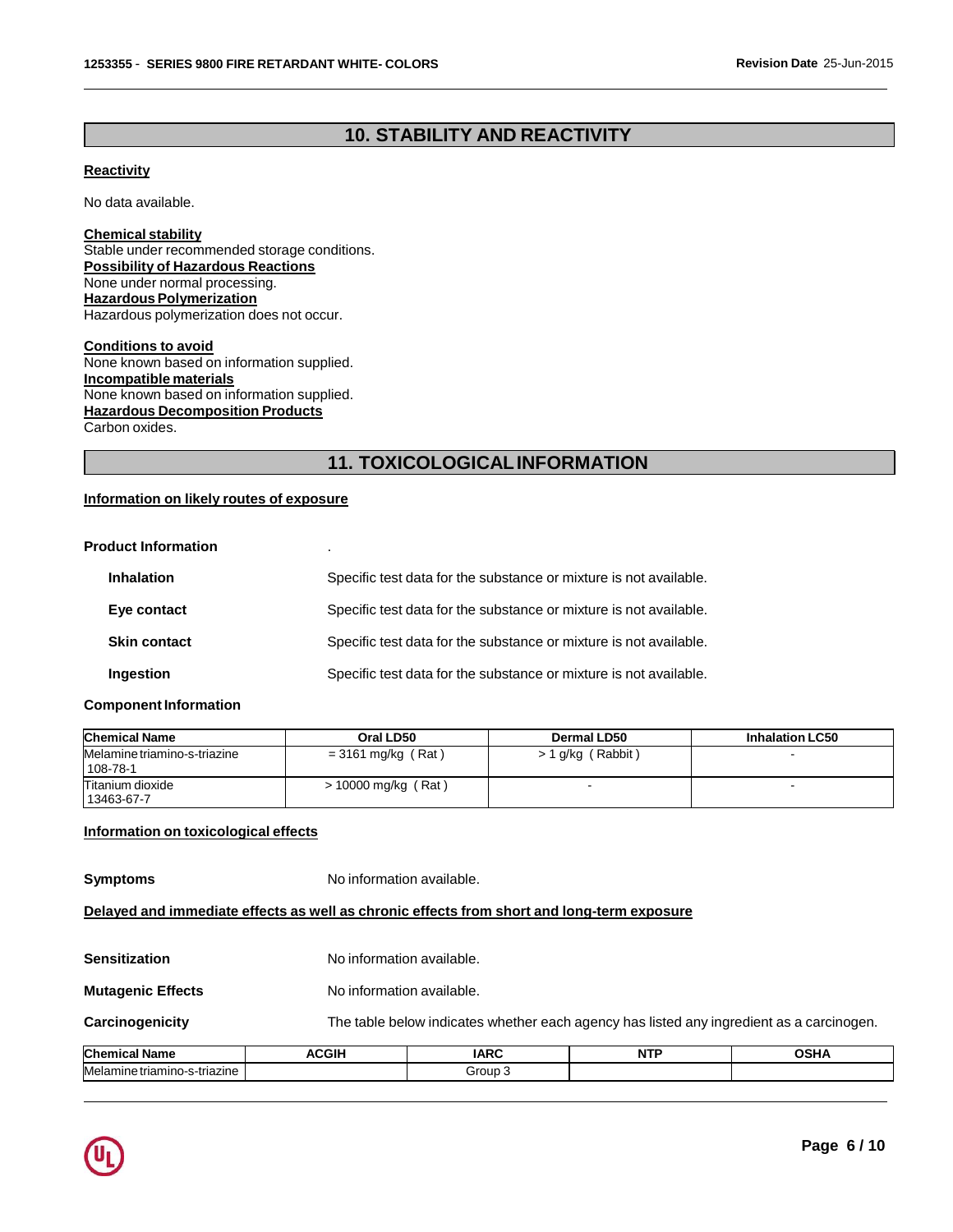## 10. STABILITY AND REACTIVITY

**Reactivity**

No data available.

**Chemical stability**
Stable under recommended storage conditions.
**Possibility of Hazardous Reactions**
None under normal processing.
**Hazardous Polymerization**
Hazardous polymerization does not occur.

**Conditions to avoid**
None known based on information supplied.
**Incompatible materials**
None known based on information supplied.
**Hazardous Decomposition Products**
Carbon oxides.

## 11. TOXICOLOGICAL INFORMATION

**Information on likely routes of exposure**

**Product Information** .

**Inhalation** Specific test data for the substance or mixture is not available.

**Eye contact** Specific test data for the substance or mixture is not available.

**Skin contact** Specific test data for the substance or mixture is not available.

**Ingestion** Specific test data for the substance or mixture is not available.

**Component Information**

| Chemical Name | Oral LD50 | Dermal LD50 | Inhalation LC50 |
|---|---|---|---|
| Melamine triamino-s-triazine 108-78-1 | = 3161 mg/kg ( Rat ) | > 1 g/kg ( Rabbit ) | - |
| Titanium dioxide 13463-67-7 | > 10000 mg/kg ( Rat ) | - | - |

**Information on toxicological effects**

**Symptoms** No information available.

**Delayed and immediate effects as well as chronic effects from short and long-term exposure**

**Sensitization** No information available.

**Mutagenic Effects** No information available.

**Carcinogenicity** The table below indicates whether each agency has listed any ingredient as a carcinogen.

| Chemical Name | ACGIH | IARC | NTP | OSHA |
|---|---|---|---|---|
| Melamine triamino-s-triazine | | Group 3 | | |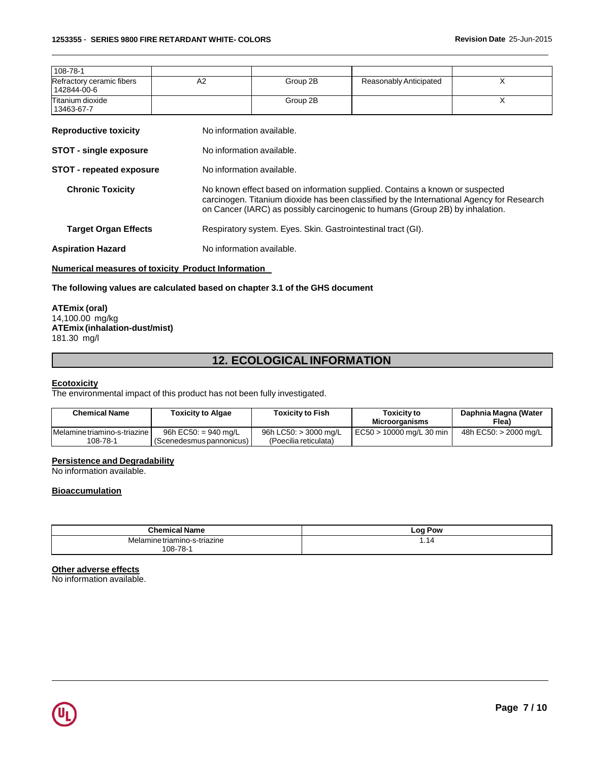| 108-78-1 | | | | |
|---|---|---|---|---|
| Refractory ceramic fibers 142844-00-6 | A2 | Group 2B | Reasonably Anticipated | X |
| Titanium dioxide 13463-67-7 | | Group 2B | | X |

**Reproductive toxicity** No information available.

**STOT - single exposure** No information available.

**STOT - repeated exposure** No information available.

**Chronic Toxicity** No known effect based on information supplied. Contains a known or suspected carcinogen. Titanium dioxide has been classified by the International Agency for Research on Cancer (IARC) as possibly carcinogenic to humans (Group 2B) by inhalation.

**Target Organ Effects** Respiratory system. Eyes. Skin. Gastrointestinal tract (GI).

**Aspiration Hazard** No information available.

**Numerical measures of toxicity Product Information**

**The following values are calculated based on chapter 3.1 of the GHS document**

**ATEmix (oral)**
14,100.00 mg/kg
**ATEmix (inhalation-dust/mist)**
181.30 mg/l

## 12. ECOLOGICAL INFORMATION

**Ecotoxicity**

The environmental impact of this product has not been fully investigated.

| Chemical Name | Toxicity to Algae | Toxicity to Fish | Toxicity to Microorganisms | Daphnia Magna (Water Flea) |
|---|---|---|---|---|
| Melamine triamino-s-triazine 108-78-1 | 96h EC50: = 940 mg/L (Scenedesmus pannonicus) | 96h LC50: > 3000 mg/L (Poecilia reticulata) | EC50 > 10000 mg/L 30 min | 48h EC50: > 2000 mg/L |

**Persistence and Degradability**

No information available.

**Bioaccumulation**

| Chemical Name | Log Pow |
|---|---|
| Melamine triamino-s-triazine 108-78-1 | 1.14 |

**Other adverse effects**

No information available.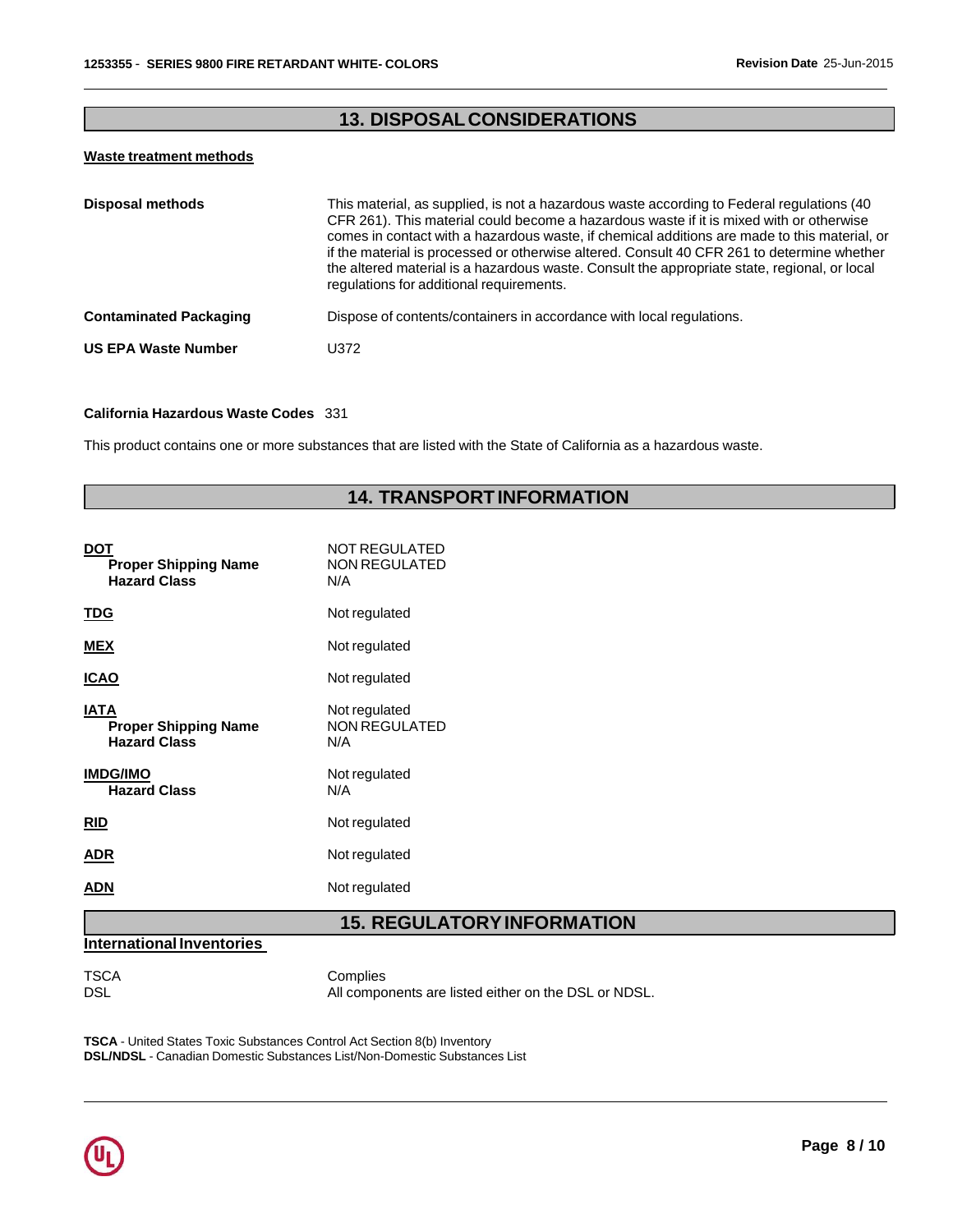## 13. DISPOSAL CONSIDERATIONS

**Waste treatment methods**

| | |
|---|---|
| **Disposal methods** | This material, as supplied, is not a hazardous waste according to Federal regulations (40 CFR 261). This material could become a hazardous waste if it is mixed with or otherwise comes in contact with a hazardous waste, if chemical additions are made to this material, or if the material is processed or otherwise altered. Consult 40 CFR 261 to determine whether the altered material is a hazardous waste. Consult the appropriate state, regional, or local regulations for additional requirements. |
| **Contaminated Packaging** | Dispose of contents/containers in accordance with local regulations. |
| **US EPA Waste Number** | U372 |

**California Hazardous Waste Codes** 331

This product contains one or more substances that are listed with the State of California as a hazardous waste.

## 14. TRANSPORT INFORMATION

| | |
|---|---|
| **DOT** | NOT REGULATED |
| **Proper Shipping Name** | NON REGULATED |
| **Hazard Class** | N/A |
| **TDG** | Not regulated |
| **MEX** | Not regulated |
| **ICAO** | Not regulated |
| **IATA** | Not regulated |
| **Proper Shipping Name** | NON REGULATED |
| **Hazard Class** | N/A |
| **IMDG/IMO** | Not regulated |
| **Hazard Class** | N/A |
| **RID** | Not regulated |
| **ADR** | Not regulated |
| **ADN** | Not regulated |

## 15. REGULATORY INFORMATION

**International Inventories**

| | |
|---|---|
| TSCA | Complies |
| DSL | All components are listed either on the DSL or NDSL. |

**TSCA** - United States Toxic Substances Control Act Section 8(b) Inventory
**DSL/NDSL** - Canadian Domestic Substances List/Non-Domestic Substances List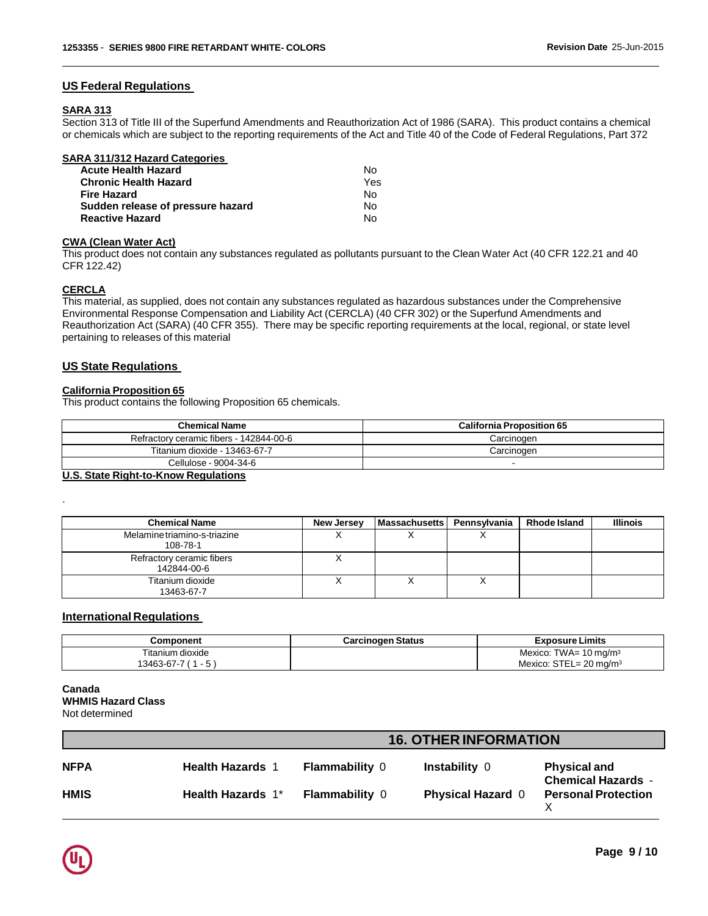## US Federal Regulations

### SARA 313

Section 313 of Title III of the Superfund Amendments and Reauthorization Act of 1986 (SARA). This product contains a chemical or chemicals which are subject to the reporting requirements of the Act and Title 40 of the Code of Federal Regulations, Part 372

### SARA 311/312 Hazard Categories

| | |
|---|---|
| **Acute Health Hazard** | No |
| **Chronic Health Hazard** | Yes |
| **Fire Hazard** | No |
| **Sudden release of pressure hazard** | No |
| **Reactive Hazard** | No |

### CWA (Clean Water Act)

This product does not contain any substances regulated as pollutants pursuant to the Clean Water Act (40 CFR 122.21 and 40 CFR 122.42)

### CERCLA

This material, as supplied, does not contain any substances regulated as hazardous substances under the Comprehensive Environmental Response Compensation and Liability Act (CERCLA) (40 CFR 302) or the Superfund Amendments and Reauthorization Act (SARA) (40 CFR 355). There may be specific reporting requirements at the local, regional, or state level pertaining to releases of this material

## US State Regulations

### California Proposition 65

This product contains the following Proposition 65 chemicals.

| Chemical Name | California Proposition 65 |
|---|---|
| Refractory ceramic fibers - 142844-00-6 | Carcinogen |
| Titanium dioxide - 13463-67-7 | Carcinogen |
| Cellulose - 9004-34-6 | - |

### U.S. State Right-to-Know Regulations

.

| Chemical Name | New Jersey | Massachusetts | Pennsylvania | Rhode Island | Illinois |
|---|---|---|---|---|---|
| Melamine triamino-s-triazine 108-78-1 | X | X | X | | |
| Refractory ceramic fibers 142844-00-6 | X | | | | |
| Titanium dioxide 13463-67-7 | X | X | X | | |

## International Regulations

| Component | Carcinogen Status | Exposure Limits |
|---|---|---|
| Titanium dioxide 13463-67-7 ( 1 - 5 ) | | Mexico: TWA= 10 mg/m³ Mexico: STEL= 20 mg/m³ |

**Canada**
**WHMIS Hazard Class**
Not determined

## 16. OTHER INFORMATION

| | | | | |
|---|---|---|---|---|
| **NFPA** | **Health Hazards** 1 | **Flammability** 0 | **Instability** 0 | **Physical and Chemical Hazards** - |
| **HMIS** | **Health Hazards** 1* | **Flammability** 0 | **Physical Hazard** 0 | **Personal Protection** X |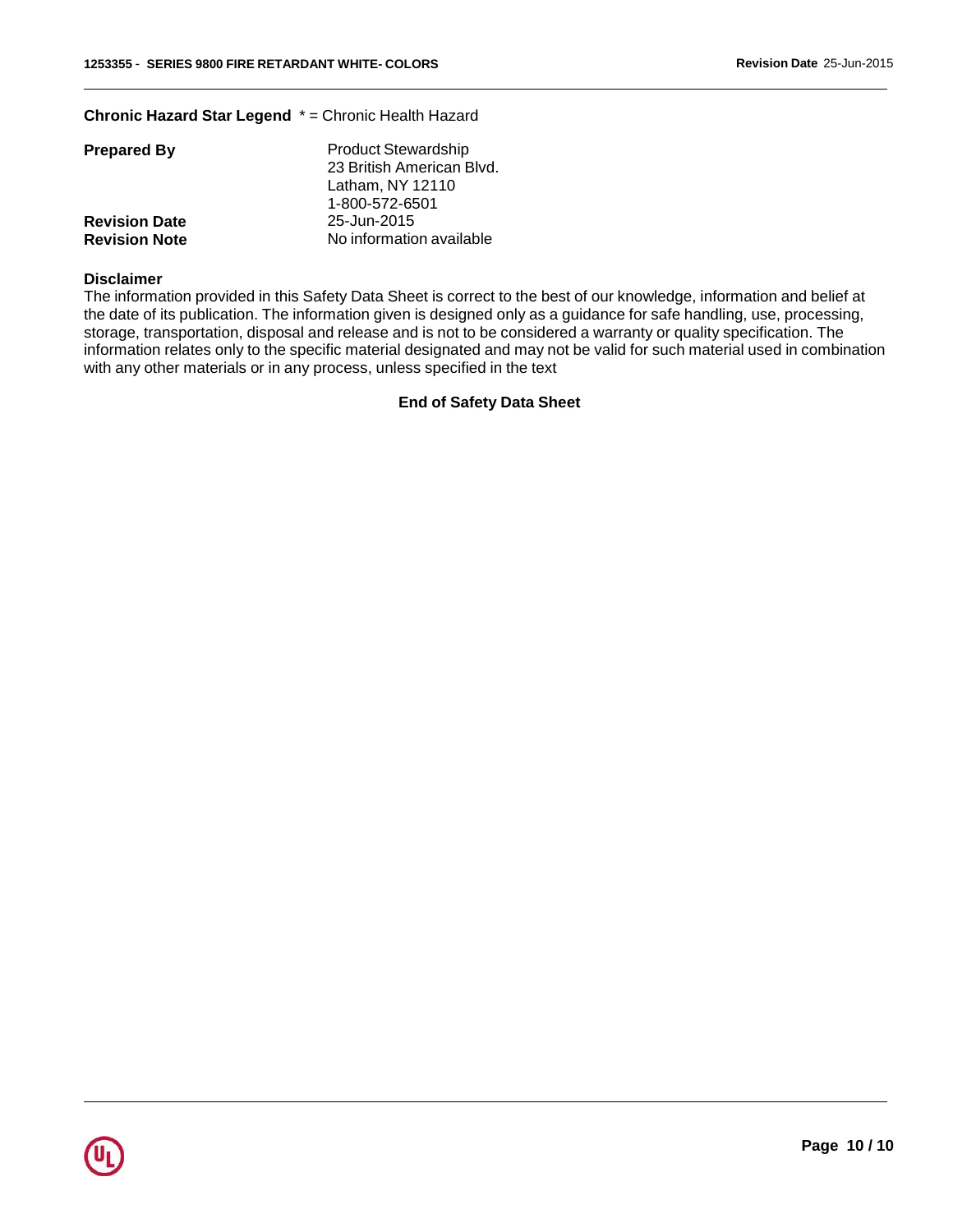**Chronic Hazard Star Legend** * = Chronic Health Hazard

| | |
|---|---|
| **Prepared By** | Product Stewardship<br>23 British American Blvd.<br>Latham, NY 12110<br>1-800-572-6501 |
| **Revision Date** | 25-Jun-2015 |
| **Revision Note** | No information available |

**Disclaimer**

The information provided in this Safety Data Sheet is correct to the best of our knowledge, information and belief at the date of its publication. The information given is designed only as a guidance for safe handling, use, processing, storage, transportation, disposal and release and is not to be considered a warranty or quality specification. The information relates only to the specific material designated and may not be valid for such material used in combination with any other materials or in any process, unless specified in the text

**End of Safety Data Sheet**